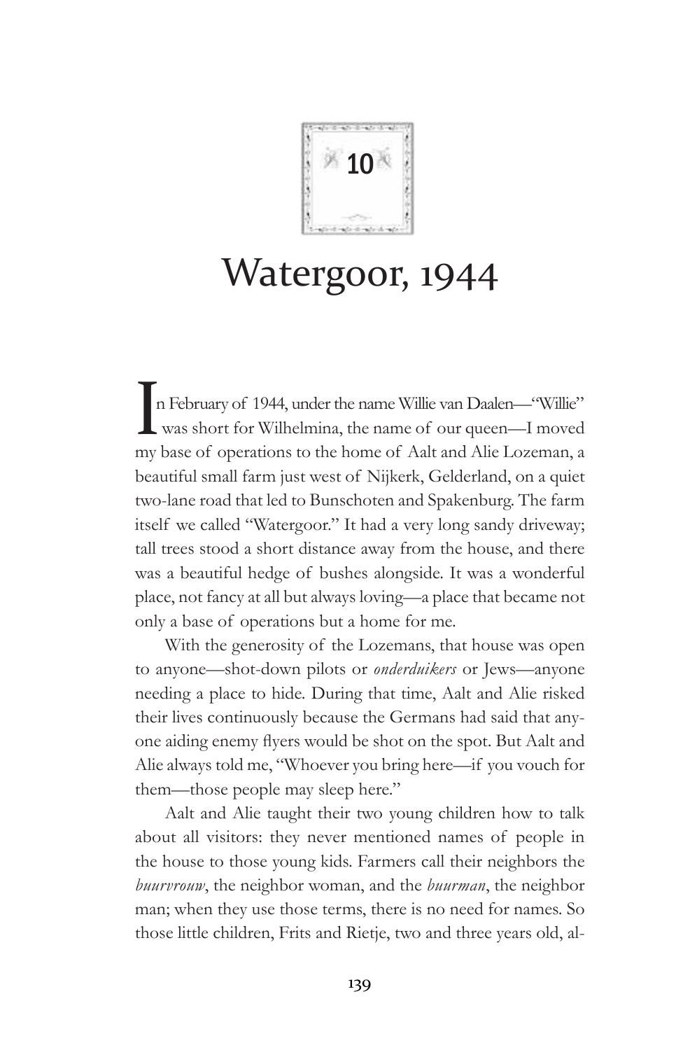# 10

# Watergoor, 1944

In February of 1944, under the name Willie van Daalen—"Willie" was short for Wilhelmina, the name of our queen—I moved my base of operations to the home of Aalt and Alie Lozeman, a beautiful small farm just west of Nijkerk, Gelderland, on a quiet two-lane road that led to Bunschoten and Spakenburg. The farm itself we called "Watergoor." It had a very long sandy driveway; tall trees stood a short distance away from the house, and there was a beautiful hedge of bushes alongside. It was a wonderful place, not fancy at all but always loving—a place that became not only a base of operations but a home for me.

With the generosity of the Lozemans, that house was open to anyone—shot-down pilots or *onderduikers* or Jews—anyone needing a place to hide. During that time, Aalt and Alie risked their lives continuously because the Germans had said that anyone aiding enemy flyers would be shot on the spot. But Aalt and Alie always told me, "Whoever you bring here—if you vouch for them—those people may sleep here."

Aalt and Alie taught their two young children how to talk about all visitors: they never mentioned names of people in the house to those young kids. Farmers call their neighbors the *buurvrouw*, the neighbor woman, and the *buurman*, the neighbor man; when they use those terms, there is no need for names. So those little children, Frits and Rietje, two and three years old, al-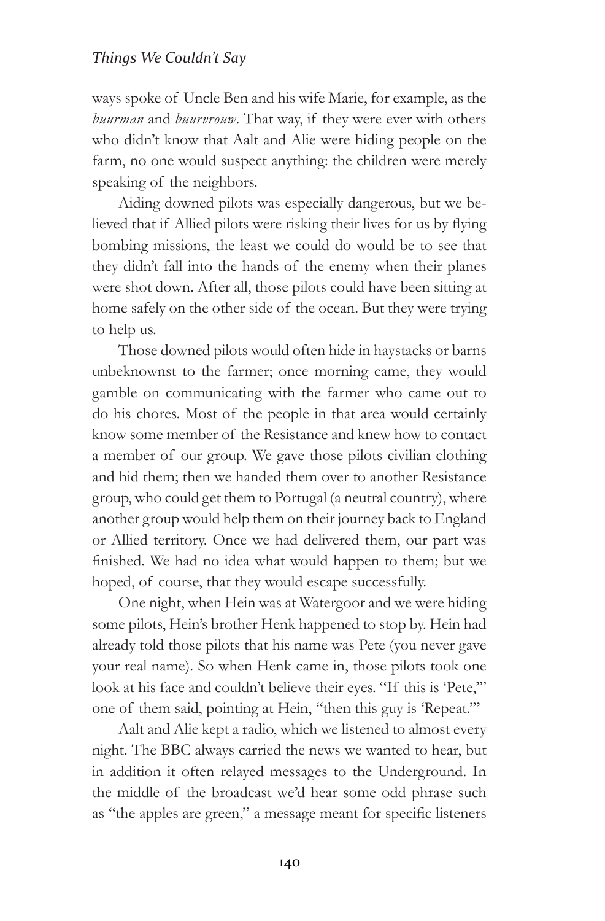ways spoke of Uncle Ben and his wife Marie, for example, as the *buurman* and *buurvrouw*. That way, if they were ever with others who didn't know that Aalt and Alie were hiding people on the farm, no one would suspect anything: the children were merely speaking of the neighbors.

Aiding downed pilots was especially dangerous, but we believed that if Allied pilots were risking their lives for us by flying bombing missions, the least we could do would be to see that they didn't fall into the hands of the enemy when their planes were shot down. After all, those pilots could have been sitting at home safely on the other side of the ocean. But they were trying to help us.

Those downed pilots would often hide in haystacks or barns unbeknownst to the farmer; once morning came, they would gamble on communicating with the farmer who came out to do his chores. Most of the people in that area would certainly know some member of the Resistance and knew how to contact a member of our group. We gave those pilots civilian clothing and hid them; then we handed them over to another Resistance group, who could get them to Portugal (a neutral country), where another group would help them on their journey back to England or Allied territory. Once we had delivered them, our part was finished. We had no idea what would happen to them; but we hoped, of course, that they would escape successfully.

One night, when Hein was at Watergoor and we were hiding some pilots, Hein's brother Henk happened to stop by. Hein had already told those pilots that his name was Pete (you never gave your real name). So when Henk came in, those pilots took one look at his face and couldn't believe their eyes. "If this is 'Pete,'" one of them said, pointing at Hein, "then this guy is 'Repeat.'"

Aalt and Alie kept a radio, which we listened to almost every night. The BBC always carried the news we wanted to hear, but in addition it often relayed messages to the Underground. In the middle of the broadcast we'd hear some odd phrase such as "the apples are green," a message meant for specific listeners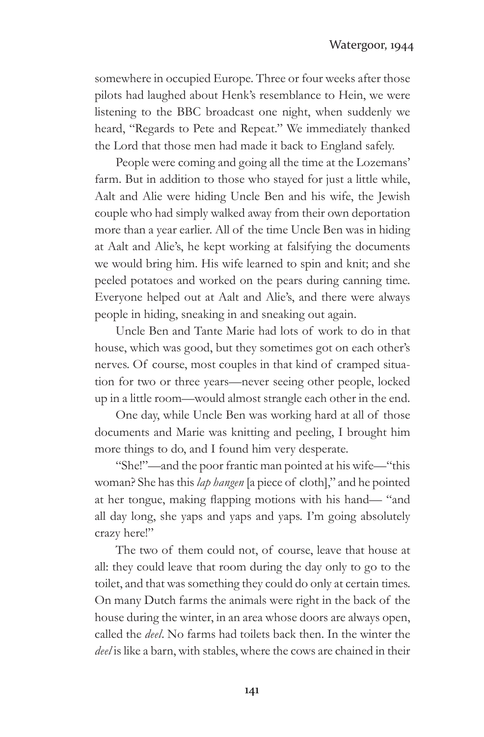somewhere in occupied Europe. Three or four weeks after those pilots had laughed about Henk's resemblance to Hein, we were listening to the BBC broadcast one night, when suddenly we heard, "Regards to Pete and Repeat." We immediately thanked the Lord that those men had made it back to England safely.

People were coming and going all the time at the Lozemans' farm. But in addition to those who stayed for just a little while, Aalt and Alie were hiding Uncle Ben and his wife, the Jewish couple who had simply walked away from their own deportation more than a year earlier. All of the time Uncle Ben was in hiding at Aalt and Alie's, he kept working at falsifying the documents we would bring him. His wife learned to spin and knit; and she peeled potatoes and worked on the pears during canning time. Everyone helped out at Aalt and Alie's, and there were always people in hiding, sneaking in and sneaking out again.

Uncle Ben and Tante Marie had lots of work to do in that house, which was good, but they sometimes got on each other's nerves. Of course, most couples in that kind of cramped situation for two or three years—never seeing other people, locked up in a little room—would almost strangle each other in the end.

One day, while Uncle Ben was working hard at all of those documents and Marie was knitting and peeling, I brought him more things to do, and I found him very desperate.

"She!"—and the poor frantic man pointed at his wife—"this woman? She has this *lap hangen* [a piece of cloth]," and he pointed at her tongue, making flapping motions with his hand— "and all day long, she yaps and yaps and yaps. I'm going absolutely crazy here!"

The two of them could not, of course, leave that house at all: they could leave that room during the day only to go to the toilet, and that was something they could do only at certain times. On many Dutch farms the animals were right in the back of the house during the winter, in an area whose doors are always open, called the *deel*. No farms had toilets back then. In the winter the *deel* is like a barn, with stables, where the cows are chained in their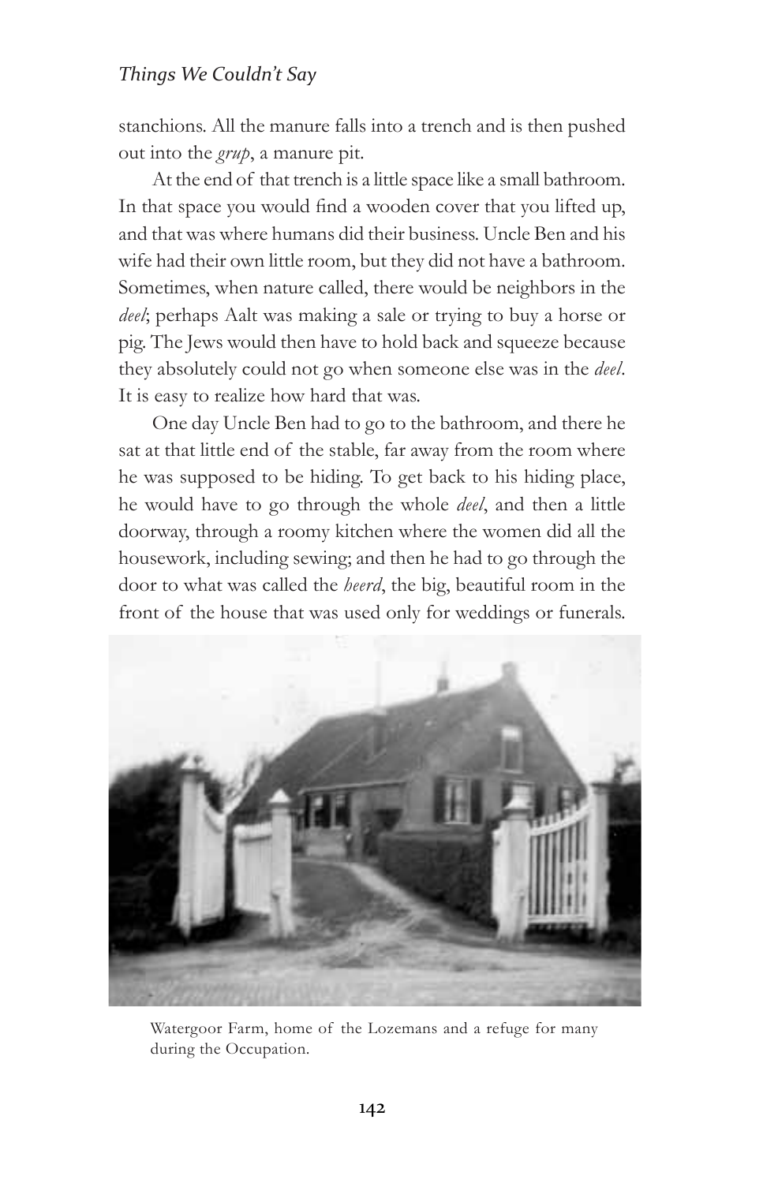stanchions. All the manure falls into a trench and is then pushed out into the *grup*, a manure pit.

At the end of that trench is a little space like a small bathroom. In that space you would find a wooden cover that you lifted up, and that was where humans did their business. Uncle Ben and his wife had their own little room, but they did not have a bathroom. Sometimes, when nature called, there would be neighbors in the *deel*; perhaps Aalt was making a sale or trying to buy a horse or pig. The Jews would then have to hold back and squeeze because they absolutely could not go when someone else was in the *deel*. It is easy to realize how hard that was.

One day Uncle Ben had to go to the bathroom, and there he sat at that little end of the stable, far away from the room where he was supposed to be hiding. To get back to his hiding place, he would have to go through the whole *deel*, and then a little doorway, through a roomy kitchen where the women did all the housework, including sewing; and then he had to go through the door to what was called the *heerd*, the big, beautiful room in the front of the house that was used only for weddings or funerals.

Watergoor Farm, home of the Lozemans and a refuge for many during the Occupation.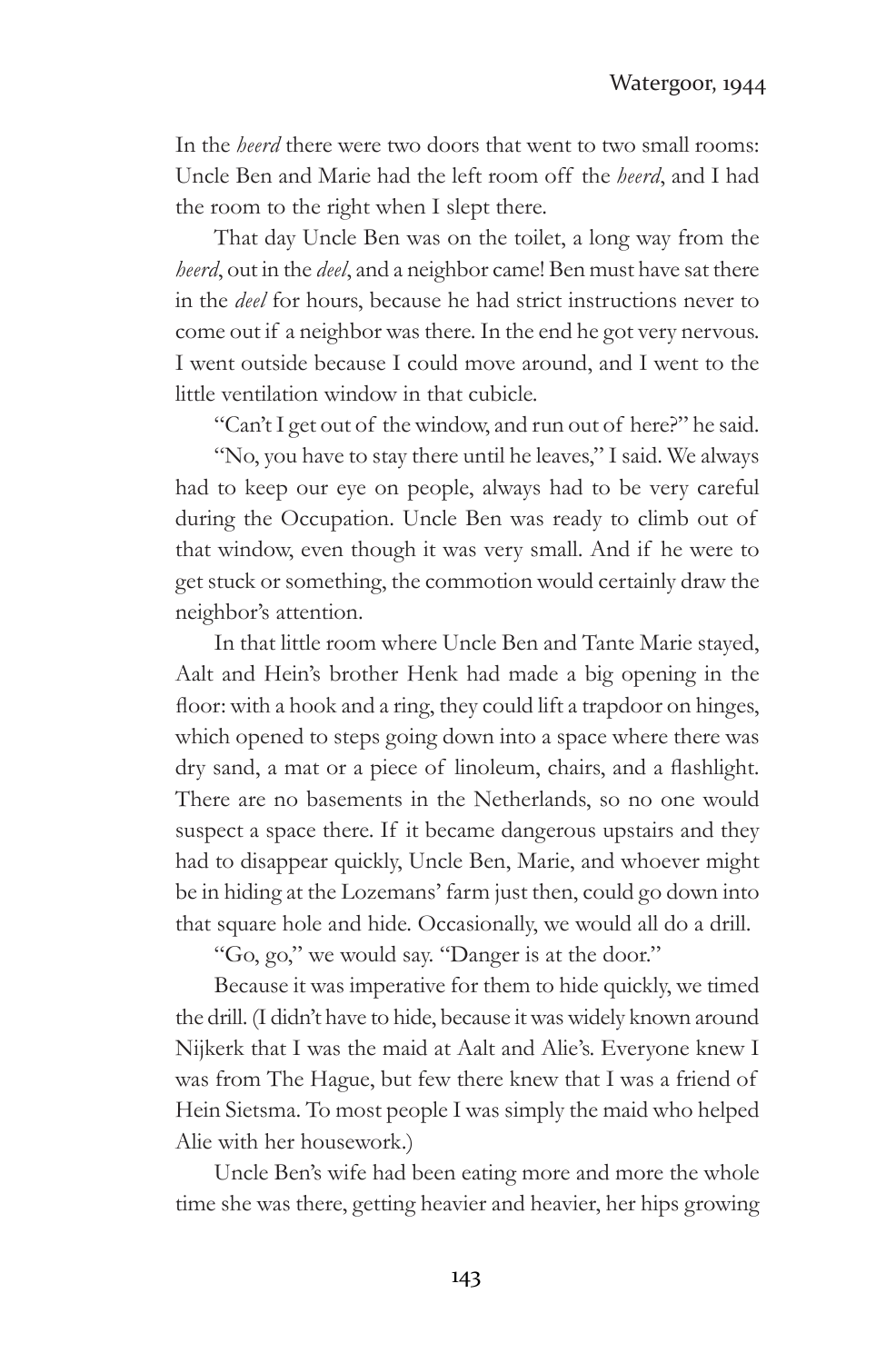In the *heerd* there were two doors that went to two small rooms: Uncle Ben and Marie had the left room off the *heerd*, and I had the room to the right when I slept there.

That day Uncle Ben was on the toilet, a long way from the *heerd*, out in the *deel*, and a neighbor came! Ben must have sat there in the *deel* for hours, because he had strict instructions never to come out if a neighbor was there. In the end he got very nervous. I went outside because I could move around, and I went to the little ventilation window in that cubicle.

"Can't I get out of the window, and run out of here?" he said.

"No, you have to stay there until he leaves," I said. We always had to keep our eye on people, always had to be very careful during the Occupation. Uncle Ben was ready to climb out of that window, even though it was very small. And if he were to get stuck or something, the commotion would certainly draw the neighbor's attention.

In that little room where Uncle Ben and Tante Marie stayed, Aalt and Hein's brother Henk had made a big opening in the floor: with a hook and a ring, they could lift a trapdoor on hinges, which opened to steps going down into a space where there was dry sand, a mat or a piece of linoleum, chairs, and a flashlight. There are no basements in the Netherlands, so no one would suspect a space there. If it became dangerous upstairs and they had to disappear quickly, Uncle Ben, Marie, and whoever might be in hiding at the Lozemans' farm just then, could go down into that square hole and hide. Occasionally, we would all do a drill.

"Go, go," we would say. "Danger is at the door."

Because it was imperative for them to hide quickly, we timed the drill. (I didn't have to hide, because it was widely known around Nijkerk that I was the maid at Aalt and Alie's. Everyone knew I was from The Hague, but few there knew that I was a friend of Hein Sietsma. To most people I was simply the maid who helped Alie with her housework.)

Uncle Ben's wife had been eating more and more the whole time she was there, getting heavier and heavier, her hips growing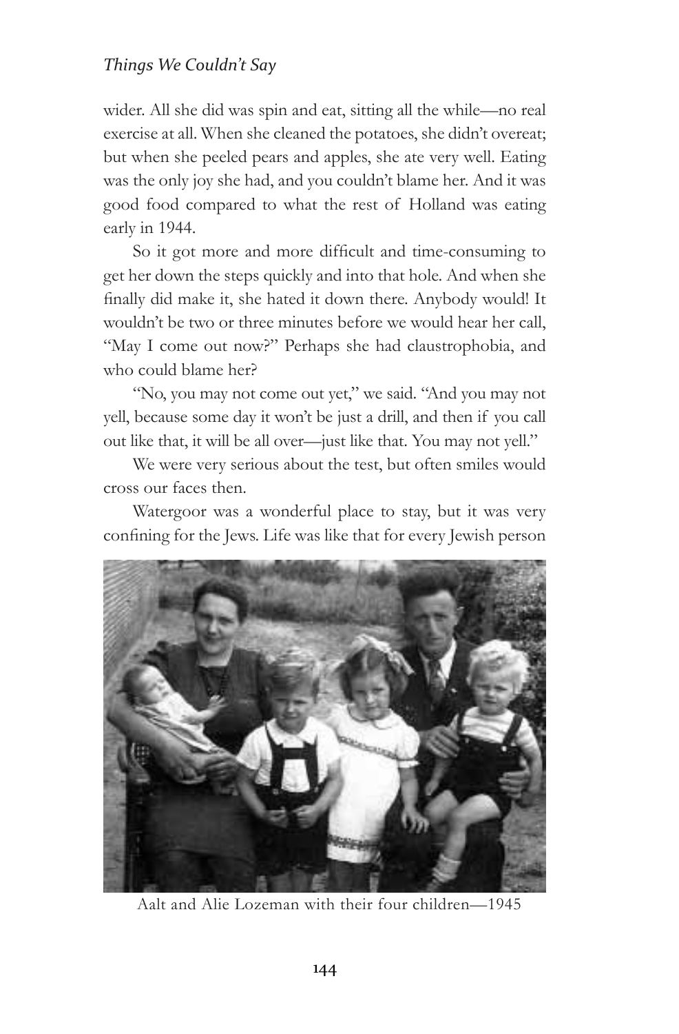wider. All she did was spin and eat, sitting all the while—no real exercise at all. When she cleaned the potatoes, she didn't overeat; but when she peeled pears and apples, she ate very well. Eating was the only joy she had, and you couldn't blame her. And it was good food compared to what the rest of Holland was eating early in 1944.

So it got more and more difficult and time-consuming to get her down the steps quickly and into that hole. And when she finally did make it, she hated it down there. Anybody would! It wouldn't be two or three minutes before we would hear her call, "May I come out now?" Perhaps she had claustrophobia, and who could blame her?

"No, you may not come out yet," we said. "And you may not yell, because some day it won't be just a drill, and then if you call out like that, it will be all over—just like that. You may not yell."

We were very serious about the test, but often smiles would cross our faces then.

Watergoor was a wonderful place to stay, but it was very confining for the Jews. Life was like that for every Jewish person

Aalt and Alie Lozeman with their four children—1945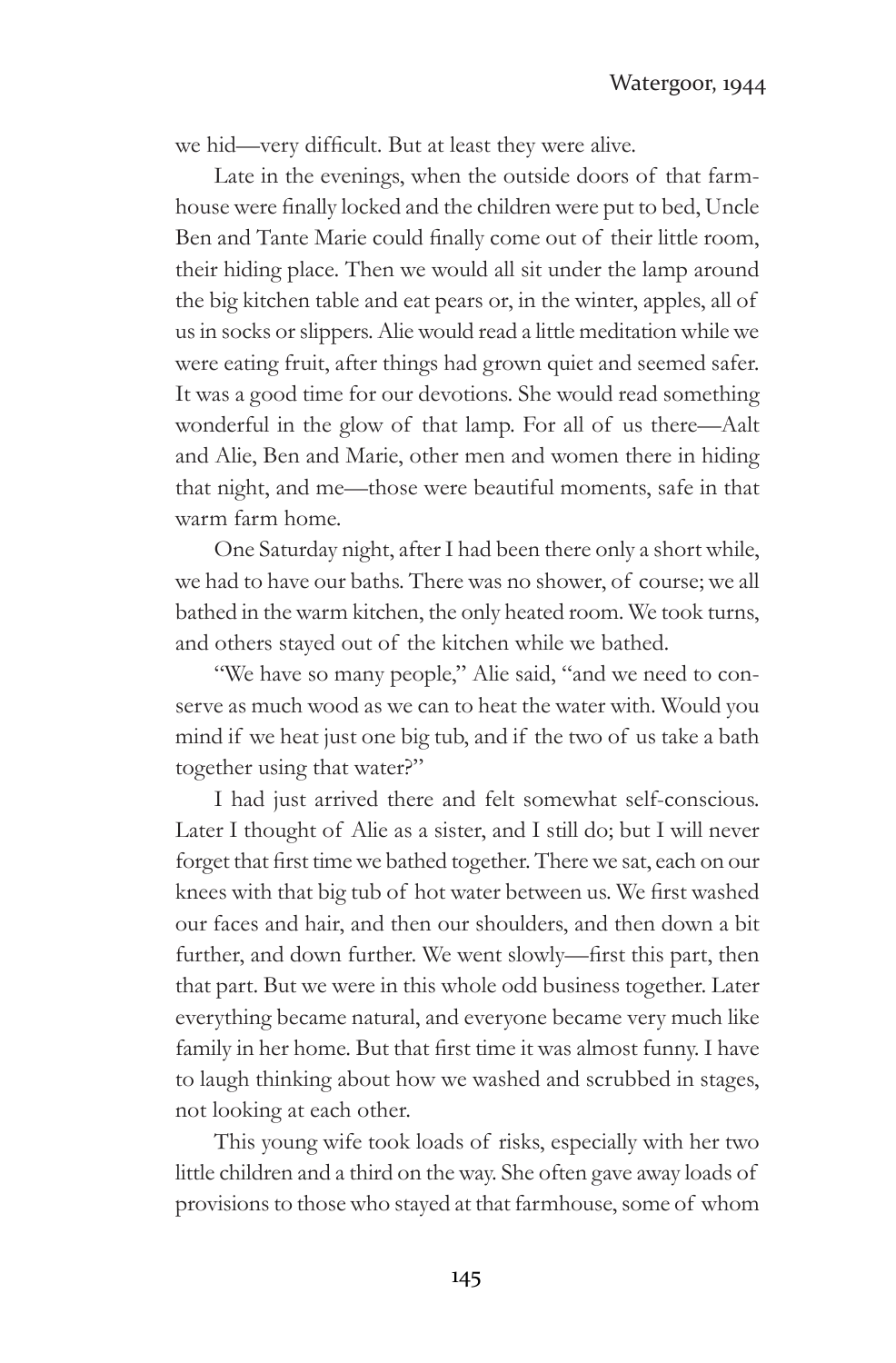we hid—very difficult. But at least they were alive.

Late in the evenings, when the outside doors of that farmhouse were finally locked and the children were put to bed, Uncle Ben and Tante Marie could finally come out of their little room, their hiding place. Then we would all sit under the lamp around the big kitchen table and eat pears or, in the winter, apples, all of us in socks or slippers. Alie would read a little meditation while we were eating fruit, after things had grown quiet and seemed safer. It was a good time for our devotions. She would read something wonderful in the glow of that lamp. For all of us there—Aalt and Alie, Ben and Marie, other men and women there in hiding that night, and me—those were beautiful moments, safe in that warm farm home.

One Saturday night, after I had been there only a short while, we had to have our baths. There was no shower, of course; we all bathed in the warm kitchen, the only heated room. We took turns, and others stayed out of the kitchen while we bathed.

"We have so many people," Alie said, "and we need to conserve as much wood as we can to heat the water with. Would you mind if we heat just one big tub, and if the two of us take a bath together using that water?"

I had just arrived there and felt somewhat self-conscious. Later I thought of Alie as a sister, and I still do; but I will never forget that first time we bathed together. There we sat, each on our knees with that big tub of hot water between us. We first washed our faces and hair, and then our shoulders, and then down a bit further, and down further. We went slowly—first this part, then that part. But we were in this whole odd business together. Later everything became natural, and everyone became very much like family in her home. But that first time it was almost funny. I have to laugh thinking about how we washed and scrubbed in stages, not looking at each other.

This young wife took loads of risks, especially with her two little children and a third on the way. She often gave away loads of provisions to those who stayed at that farmhouse, some of whom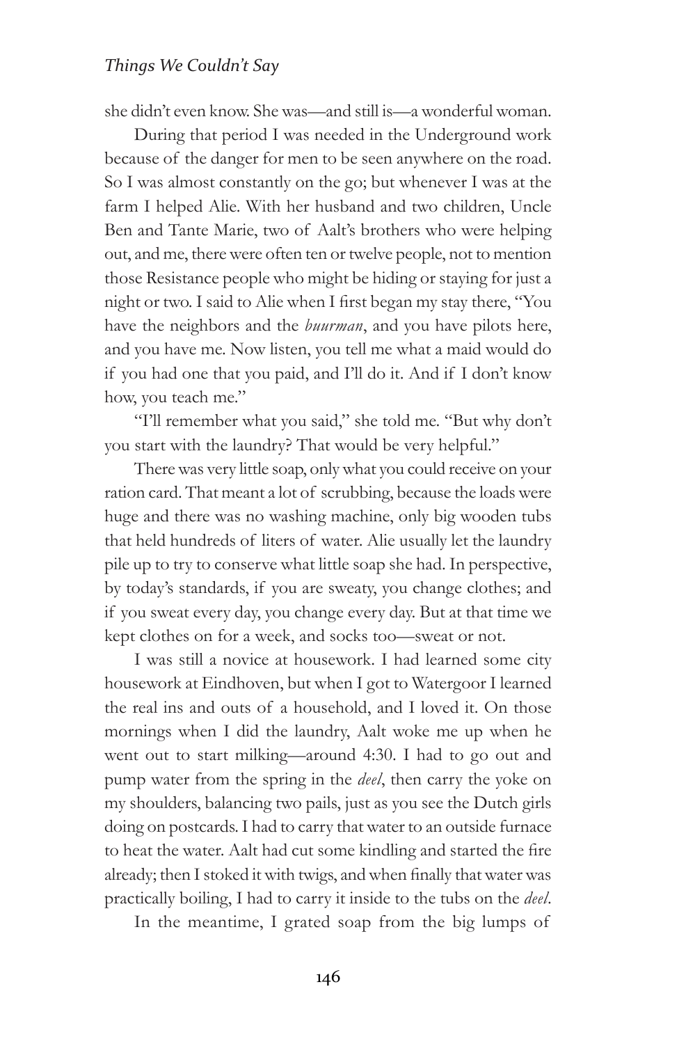she didn't even know. She was—and still is—a wonderful woman.

During that period I was needed in the Underground work because of the danger for men to be seen anywhere on the road. So I was almost constantly on the go; but whenever I was at the farm I helped Alie. With her husband and two children, Uncle Ben and Tante Marie, two of Aalt's brothers who were helping out, and me, there were often ten or twelve people, not to mention those Resistance people who might be hiding or staying for just a night or two. I said to Alie when I first began my stay there, "You have the neighbors and the *buurman*, and you have pilots here, and you have me. Now listen, you tell me what a maid would do if you had one that you paid, and I'll do it. And if I don't know how, you teach me."

"I'll remember what you said," she told me. "But why don't you start with the laundry? That would be very helpful."

There was very little soap, only what you could receive on your ration card. That meant a lot of scrubbing, because the loads were huge and there was no washing machine, only big wooden tubs that held hundreds of liters of water. Alie usually let the laundry pile up to try to conserve what little soap she had. In perspective, by today's standards, if you are sweaty, you change clothes; and if you sweat every day, you change every day. But at that time we kept clothes on for a week, and socks too—sweat or not.

I was still a novice at housework. I had learned some city housework at Eindhoven, but when I got to Watergoor I learned the real ins and outs of a household, and I loved it. On those mornings when I did the laundry, Aalt woke me up when he went out to start milking—around 4:30. I had to go out and pump water from the spring in the *deel*, then carry the yoke on my shoulders, balancing two pails, just as you see the Dutch girls doing on postcards. I had to carry that water to an outside furnace to heat the water. Aalt had cut some kindling and started the fire already; then I stoked it with twigs, and when finally that water was practically boiling, I had to carry it inside to the tubs on the *deel*.

In the meantime, I grated soap from the big lumps of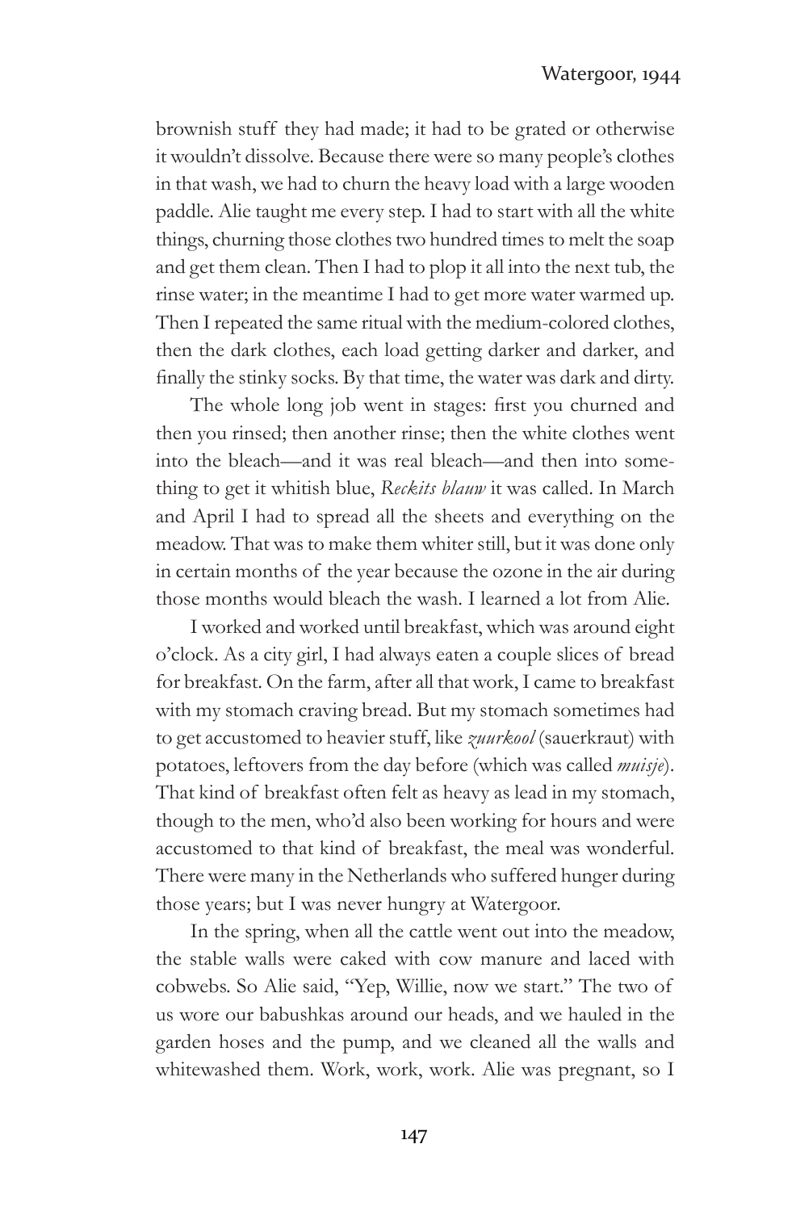brownish stuff they had made; it had to be grated or otherwise it wouldn't dissolve. Because there were so many people's clothes in that wash, we had to churn the heavy load with a large wooden paddle. Alie taught me every step. I had to start with all the white things, churning those clothes two hundred times to melt the soap and get them clean. Then I had to plop it all into the next tub, the rinse water; in the meantime I had to get more water warmed up. Then I repeated the same ritual with the medium-colored clothes, then the dark clothes, each load getting darker and darker, and finally the stinky socks. By that time, the water was dark and dirty.

The whole long job went in stages: first you churned and then you rinsed; then another rinse; then the white clothes went into the bleach—and it was real bleach—and then into something to get it whitish blue, *Reckits blauw* it was called. In March and April I had to spread all the sheets and everything on the meadow. That was to make them whiter still, but it was done only in certain months of the year because the ozone in the air during those months would bleach the wash. I learned a lot from Alie.

I worked and worked until breakfast, which was around eight o'clock. As a city girl, I had always eaten a couple slices of bread for breakfast. On the farm, after all that work, I came to breakfast with my stomach craving bread. But my stomach sometimes had to get accustomed to heavier stuff, like *zuurkool* (sauerkraut) with potatoes, leftovers from the day before (which was called *muisje*). That kind of breakfast often felt as heavy as lead in my stomach, though to the men, who'd also been working for hours and were accustomed to that kind of breakfast, the meal was wonderful. There were many in the Netherlands who suffered hunger during those years; but I was never hungry at Watergoor.

In the spring, when all the cattle went out into the meadow, the stable walls were caked with cow manure and laced with cobwebs. So Alie said, "Yep, Willie, now we start." The two of us wore our babushkas around our heads, and we hauled in the garden hoses and the pump, and we cleaned all the walls and whitewashed them. Work, work, work. Alie was pregnant, so I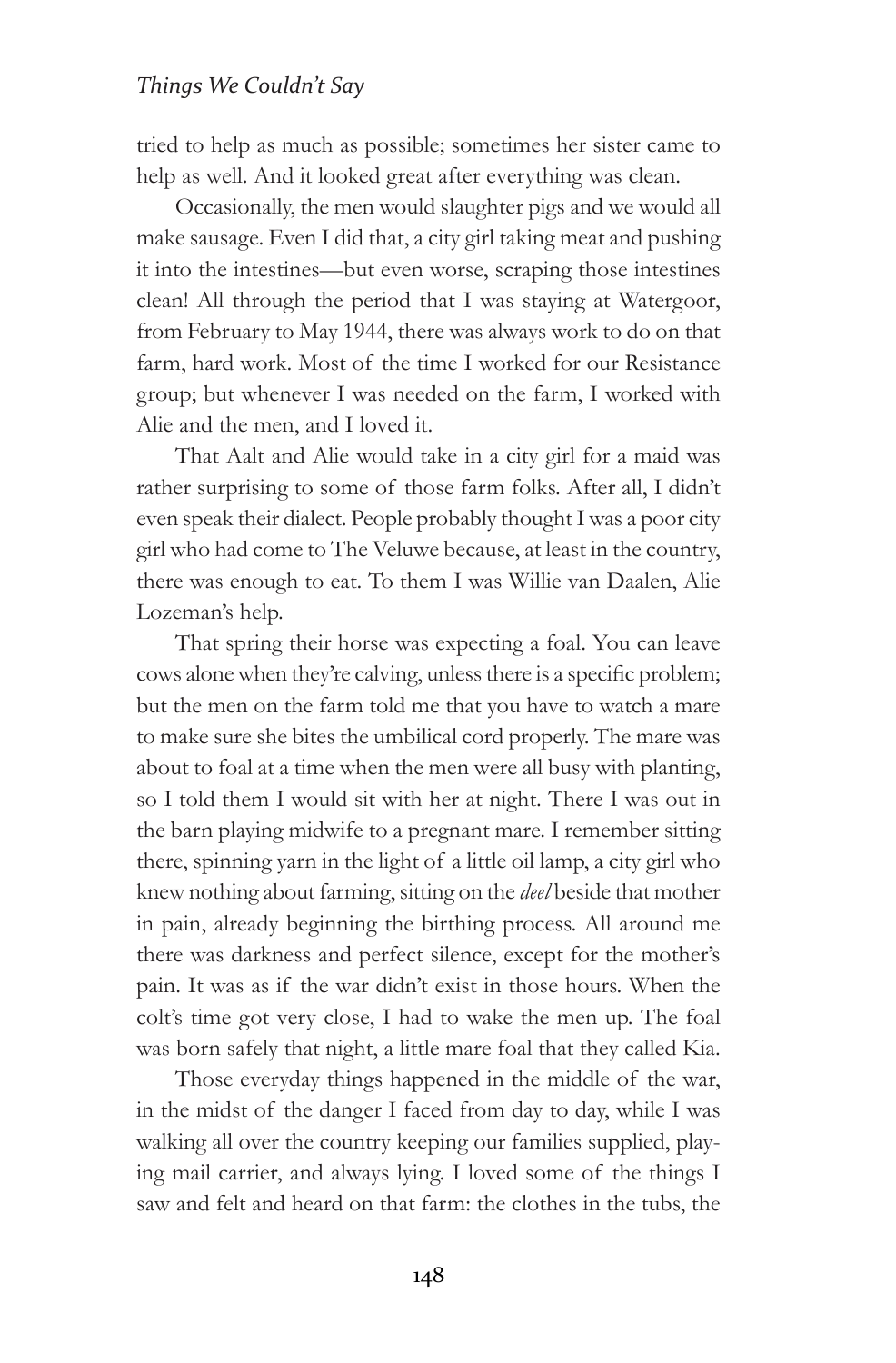tried to help as much as possible; sometimes her sister came to help as well. And it looked great after everything was clean.

Occasionally, the men would slaughter pigs and we would all make sausage. Even I did that, a city girl taking meat and pushing it into the intestines—but even worse, scraping those intestines clean! All through the period that I was staying at Watergoor, from February to May 1944, there was always work to do on that farm, hard work. Most of the time I worked for our Resistance group; but whenever I was needed on the farm, I worked with Alie and the men, and I loved it.

That Aalt and Alie would take in a city girl for a maid was rather surprising to some of those farm folks. After all, I didn't even speak their dialect. People probably thought I was a poor city girl who had come to The Veluwe because, at least in the country, there was enough to eat. To them I was Willie van Daalen, Alie Lozeman's help.

That spring their horse was expecting a foal. You can leave cows alone when they're calving, unless there is a specific problem; but the men on the farm told me that you have to watch a mare to make sure she bites the umbilical cord properly. The mare was about to foal at a time when the men were all busy with planting, so I told them I would sit with her at night. There I was out in the barn playing midwife to a pregnant mare. I remember sitting there, spinning yarn in the light of a little oil lamp, a city girl who knew nothing about farming, sitting on the *deel* beside that mother in pain, already beginning the birthing process. All around me there was darkness and perfect silence, except for the mother's pain. It was as if the war didn't exist in those hours. When the colt's time got very close, I had to wake the men up. The foal was born safely that night, a little mare foal that they called Kia.

Those everyday things happened in the middle of the war, in the midst of the danger I faced from day to day, while I was walking all over the country keeping our families supplied, playing mail carrier, and always lying. I loved some of the things I saw and felt and heard on that farm: the clothes in the tubs, the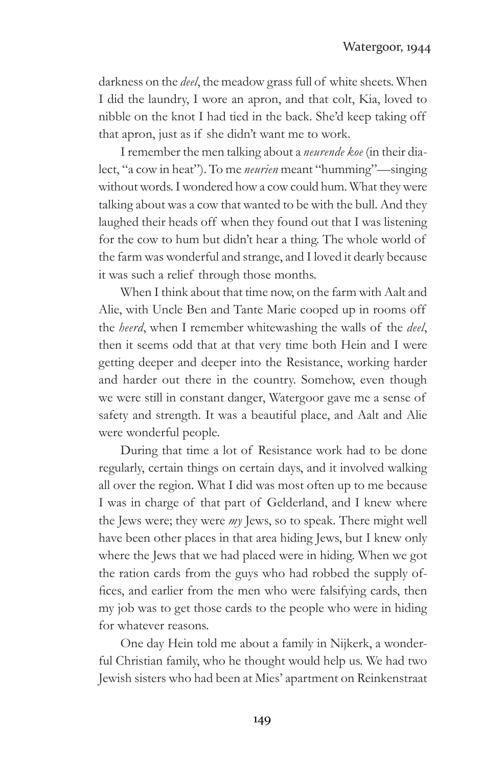darkness on the *deel*, the meadow grass full of white sheets. When I did the laundry, I wore an apron, and that colt, Kia, loved to nibble on the knot I had tied in the back. She'd keep taking off that apron, just as if she didn't want me to work.

I remember the men talking about a *neurende koe* (in their dialect, "a cow in heat"). To me *neurien* meant "humming"—singing without words. I wondered how a cow could hum. What they were talking about was a cow that wanted to be with the bull. And they laughed their heads off when they found out that I was listening for the cow to hum but didn't hear a thing. The whole world of the farm was wonderful and strange, and I loved it dearly because it was such a relief through those months.

When I think about that time now, on the farm with Aalt and Alie, with Uncle Ben and Tante Marie cooped up in rooms off the *heerd*, when I remember whitewashing the walls of the *deel*, then it seems odd that at that very time both Hein and I were getting deeper and deeper into the Resistance, working harder and harder out there in the country. Somehow, even though we were still in constant danger, Watergoor gave me a sense of safety and strength. It was a beautiful place, and Aalt and Alie were wonderful people.

During that time a lot of Resistance work had to be done regularly, certain things on certain days, and it involved walking all over the region. What I did was most often up to me because I was in charge of that part of Gelderland, and I knew where the Jews were; they were *my* Jews, so to speak. There might well have been other places in that area hiding Jews, but I knew only where the Jews that we had placed were in hiding. When we got the ration cards from the guys who had robbed the supply offices, and earlier from the men who were falsifying cards, then my job was to get those cards to the people who were in hiding for whatever reasons.

One day Hein told me about a family in Nijkerk, a wonderful Christian family, who he thought would help us. We had two Jewish sisters who had been at Mies' apartment on Reinkenstraat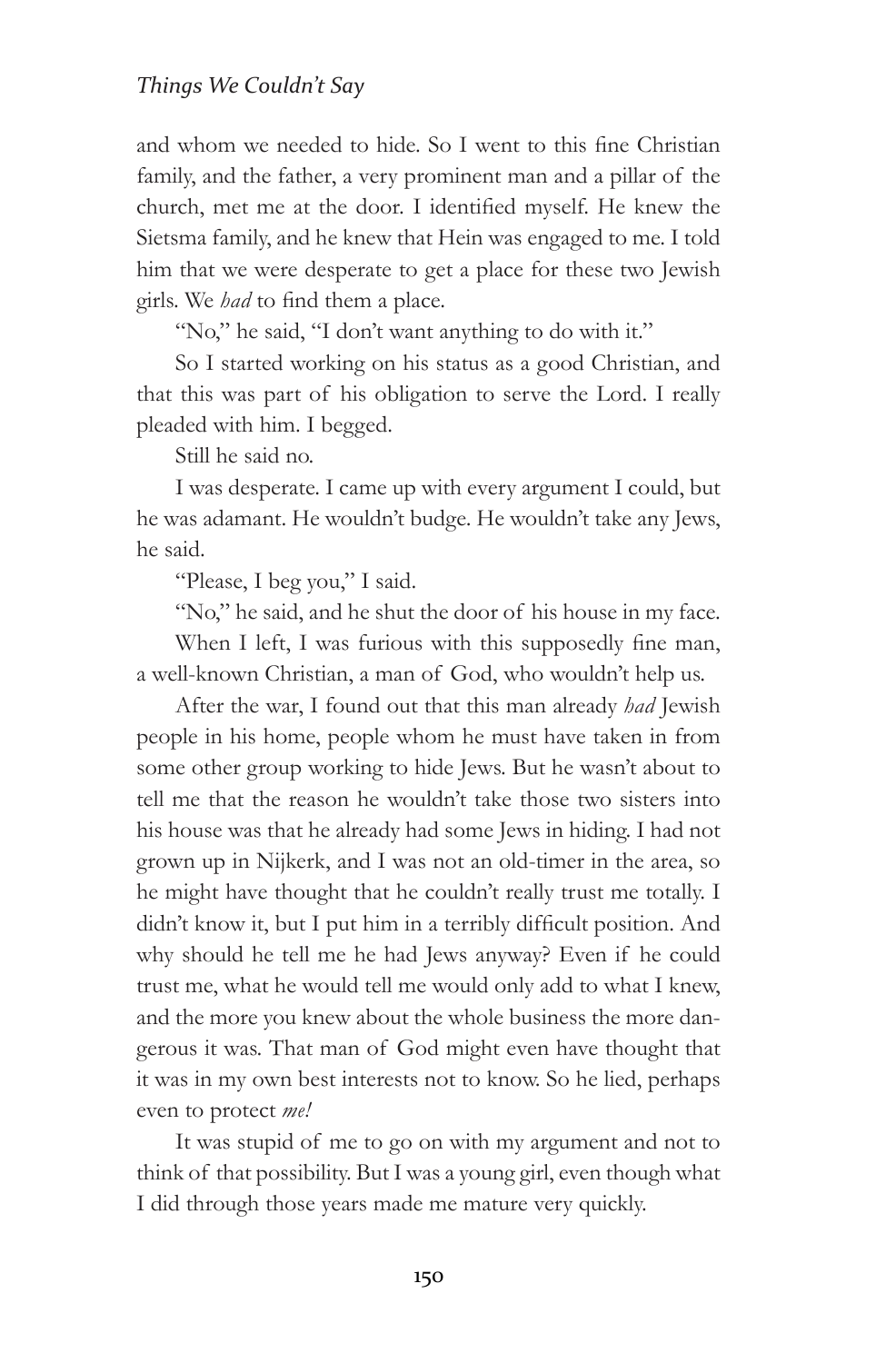and whom we needed to hide. So I went to this fine Christian family, and the father, a very prominent man and a pillar of the church, met me at the door. I identified myself. He knew the Sietsma family, and he knew that Hein was engaged to me. I told him that we were desperate to get a place for these two Jewish girls. We *had* to find them a place.

"No," he said, "I don't want anything to do with it."

So I started working on his status as a good Christian, and that this was part of his obligation to serve the Lord. I really pleaded with him. I begged.

Still he said no.

I was desperate. I came up with every argument I could, but he was adamant. He wouldn't budge. He wouldn't take any Jews, he said.

"Please, I beg you," I said.

"No," he said, and he shut the door of his house in my face.

When I left, I was furious with this supposedly fine man, a well-known Christian, a man of God, who wouldn't help us.

After the war, I found out that this man already *had* Jewish people in his home, people whom he must have taken in from some other group working to hide Jews. But he wasn't about to tell me that the reason he wouldn't take those two sisters into his house was that he already had some Jews in hiding. I had not grown up in Nijkerk, and I was not an old-timer in the area, so he might have thought that he couldn't really trust me totally. I didn't know it, but I put him in a terribly difficult position. And why should he tell me he had Jews anyway? Even if he could trust me, what he would tell me would only add to what I knew, and the more you knew about the whole business the more dangerous it was. That man of God might even have thought that it was in my own best interests not to know. So he lied, perhaps even to protect *me!*

It was stupid of me to go on with my argument and not to think of that possibility. But I was a young girl, even though what I did through those years made me mature very quickly.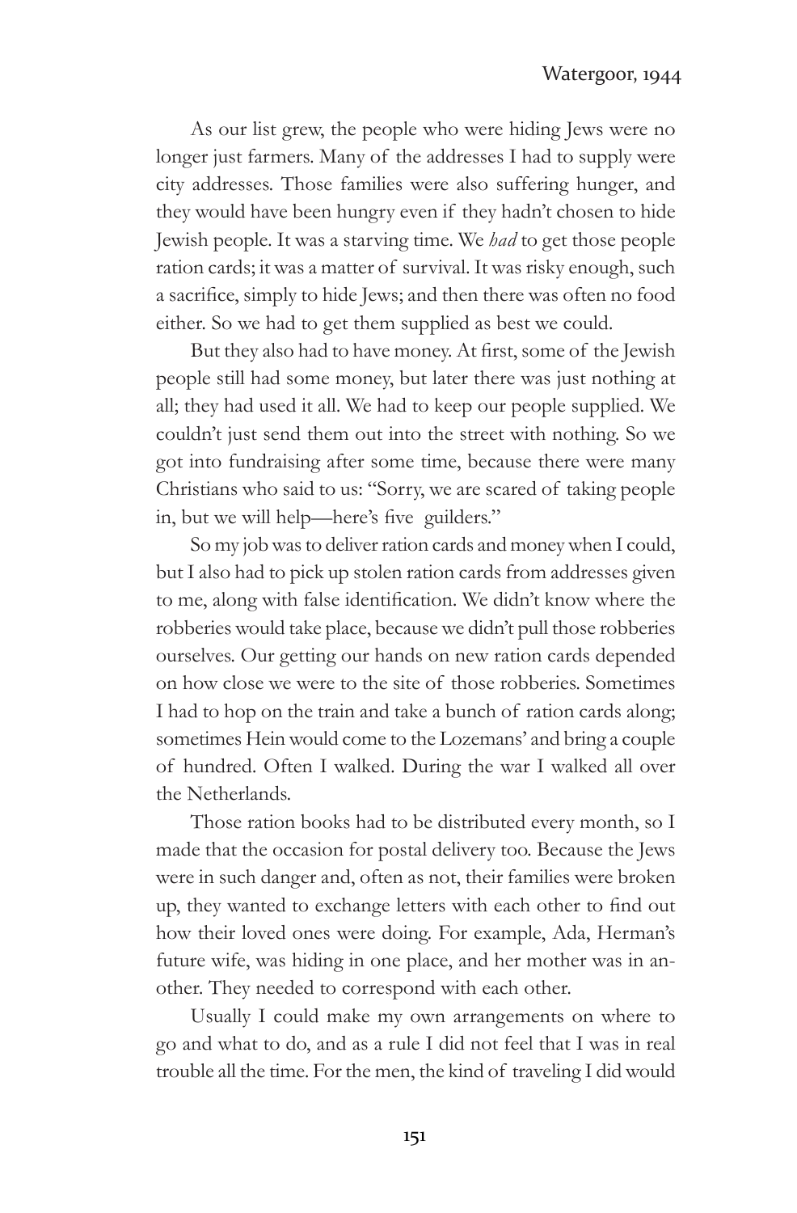As our list grew, the people who were hiding Jews were no longer just farmers. Many of the addresses I had to supply were city addresses. Those families were also suffering hunger, and they would have been hungry even if they hadn't chosen to hide Jewish people. It was a starving time. We *had* to get those people ration cards; it was a matter of survival. It was risky enough, such a sacrifice, simply to hide Jews; and then there was often no food either. So we had to get them supplied as best we could.

But they also had to have money. At first, some of the Jewish people still had some money, but later there was just nothing at all; they had used it all. We had to keep our people supplied. We couldn't just send them out into the street with nothing. So we got into fundraising after some time, because there were many Christians who said to us: "Sorry, we are scared of taking people in, but we will help—here's five guilders."

So my job was to deliver ration cards and money when I could, but I also had to pick up stolen ration cards from addresses given to me, along with false identification. We didn't know where the robberies would take place, because we didn't pull those robberies ourselves. Our getting our hands on new ration cards depended on how close we were to the site of those robberies. Sometimes I had to hop on the train and take a bunch of ration cards along; sometimes Hein would come to the Lozemans' and bring a couple of hundred. Often I walked. During the war I walked all over the Netherlands.

Those ration books had to be distributed every month, so I made that the occasion for postal delivery too. Because the Jews were in such danger and, often as not, their families were broken up, they wanted to exchange letters with each other to find out how their loved ones were doing. For example, Ada, Herman's future wife, was hiding in one place, and her mother was in another. They needed to correspond with each other.

Usually I could make my own arrangements on where to go and what to do, and as a rule I did not feel that I was in real trouble all the time. For the men, the kind of traveling I did would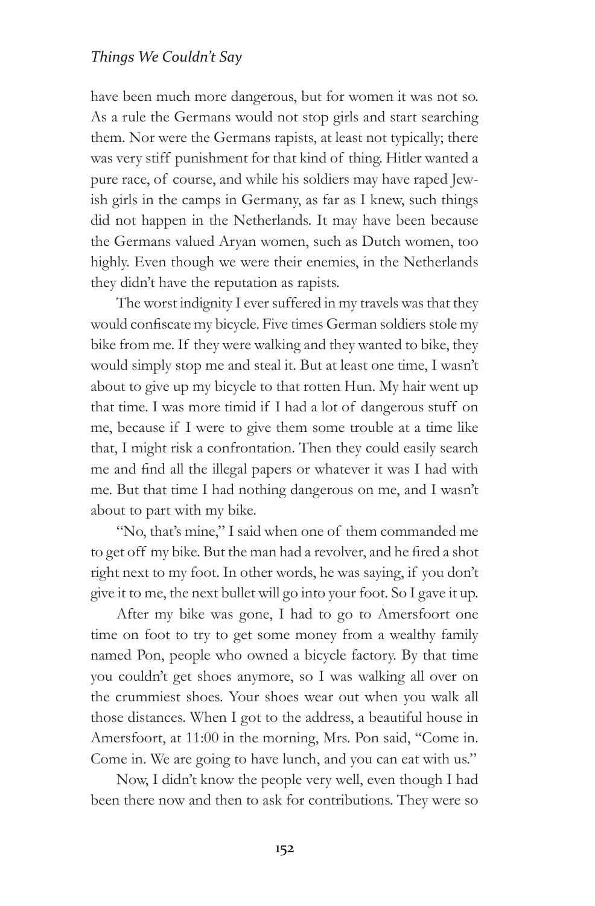have been much more dangerous, but for women it was not so. As a rule the Germans would not stop girls and start searching them. Nor were the Germans rapists, at least not typically; there was very stiff punishment for that kind of thing. Hitler wanted a pure race, of course, and while his soldiers may have raped Jewish girls in the camps in Germany, as far as I knew, such things did not happen in the Netherlands. It may have been because the Germans valued Aryan women, such as Dutch women, too highly. Even though we were their enemies, in the Netherlands they didn't have the reputation as rapists.

The worst indignity I ever suffered in my travels was that they would confiscate my bicycle. Five times German soldiers stole my bike from me. If they were walking and they wanted to bike, they would simply stop me and steal it. But at least one time, I wasn't about to give up my bicycle to that rotten Hun. My hair went up that time. I was more timid if I had a lot of dangerous stuff on me, because if I were to give them some trouble at a time like that, I might risk a confrontation. Then they could easily search me and find all the illegal papers or whatever it was I had with me. But that time I had nothing dangerous on me, and I wasn't about to part with my bike.

"No, that's mine," I said when one of them commanded me to get off my bike. But the man had a revolver, and he fired a shot right next to my foot. In other words, he was saying, if you don't give it to me, the next bullet will go into your foot. So I gave it up.

After my bike was gone, I had to go to Amersfoort one time on foot to try to get some money from a wealthy family named Pon, people who owned a bicycle factory. By that time you couldn't get shoes anymore, so I was walking all over on the crummiest shoes. Your shoes wear out when you walk all those distances. When I got to the address, a beautiful house in Amersfoort, at 11:00 in the morning, Mrs. Pon said, "Come in. Come in. We are going to have lunch, and you can eat with us."

Now, I didn't know the people very well, even though I had been there now and then to ask for contributions. They were so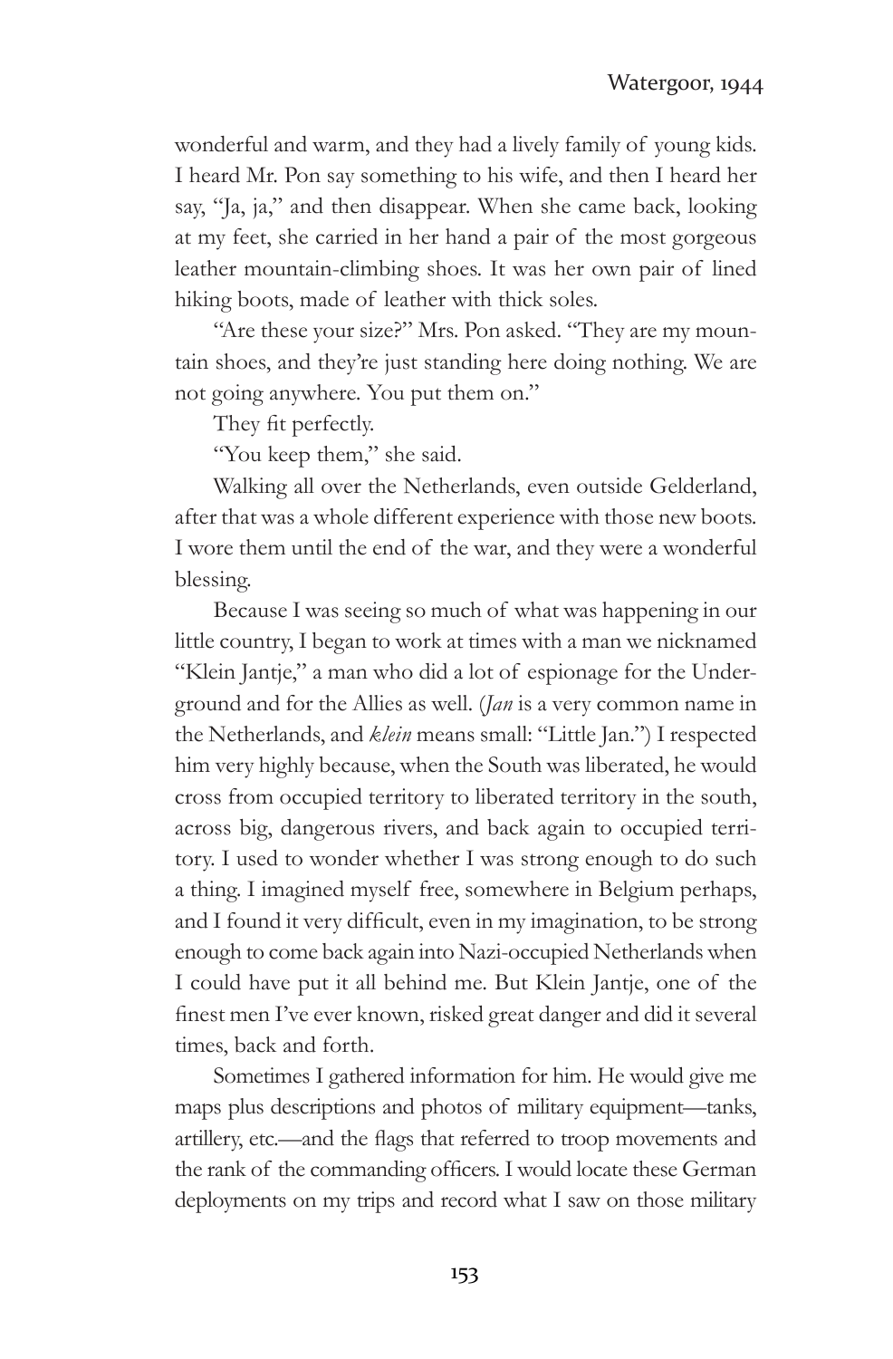wonderful and warm, and they had a lively family of young kids. I heard Mr. Pon say something to his wife, and then I heard her say, "Ja, ja," and then disappear. When she came back, looking at my feet, she carried in her hand a pair of the most gorgeous leather mountain-climbing shoes. It was her own pair of lined hiking boots, made of leather with thick soles.

"Are these your size?" Mrs. Pon asked. "They are my mountain shoes, and they're just standing here doing nothing. We are not going anywhere. You put them on."

They fit perfectly.

"You keep them," she said.

Walking all over the Netherlands, even outside Gelderland, after that was a whole different experience with those new boots. I wore them until the end of the war, and they were a wonderful blessing.

Because I was seeing so much of what was happening in our little country, I began to work at times with a man we nicknamed "Klein Jantje," a man who did a lot of espionage for the Underground and for the Allies as well. (*Jan* is a very common name in the Netherlands, and *klein* means small: "Little Jan.") I respected him very highly because, when the South was liberated, he would cross from occupied territory to liberated territory in the south, across big, dangerous rivers, and back again to occupied territory. I used to wonder whether I was strong enough to do such a thing. I imagined myself free, somewhere in Belgium perhaps, and I found it very difficult, even in my imagination, to be strong enough to come back again into Nazi-occupied Netherlands when I could have put it all behind me. But Klein Jantje, one of the finest men I've ever known, risked great danger and did it several times, back and forth.

Sometimes I gathered information for him. He would give me maps plus descriptions and photos of military equipment—tanks, artillery, etc.—and the flags that referred to troop movements and the rank of the commanding officers. I would locate these German deployments on my trips and record what I saw on those military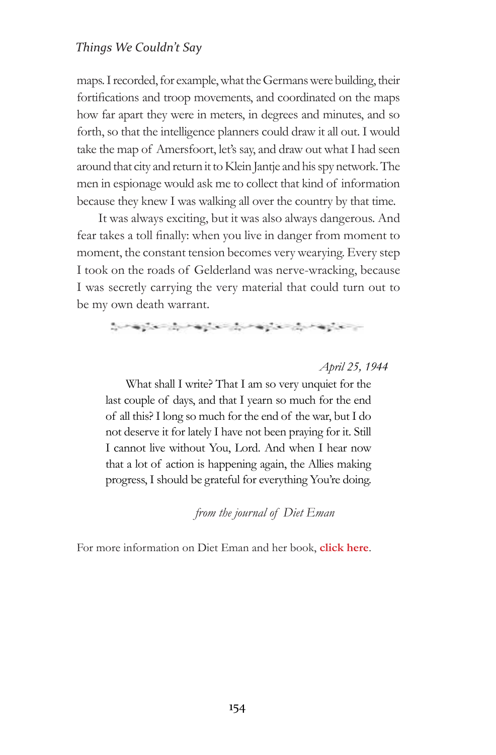maps. I recorded, for example, what the Germans were building, their fortifications and troop movements, and coordinated on the maps how far apart they were in meters, in degrees and minutes, and so forth, so that the intelligence planners could draw it all out. I would take the map of Amersfoort, let's say, and draw out what I had seen around that city and return it to Klein Jantje and his spy network. The men in espionage would ask me to collect that kind of information because they knew I was walking all over the country by that time.

It was always exciting, but it was also always dangerous. And fear takes a toll finally: when you live in danger from moment to moment, the constant tension becomes very wearying. Every step I took on the roads of Gelderland was nerve-wracking, because I was secretly carrying the very material that could turn out to be my own death warrant.

*April 25, 1944*

What shall I write? That I am so very unquiet for the last couple of days, and that I yearn so much for the end of all this? I long so much for the end of the war, but I do not deserve it for lately I have not been praying for it. Still I cannot live without You, Lord. And when I hear now that a lot of action is happening again, the Allies making progress, I should be grateful for everything You're doing.

*from the journal of Diet Eman*

For more information on Diet Eman and her book, **click here**.